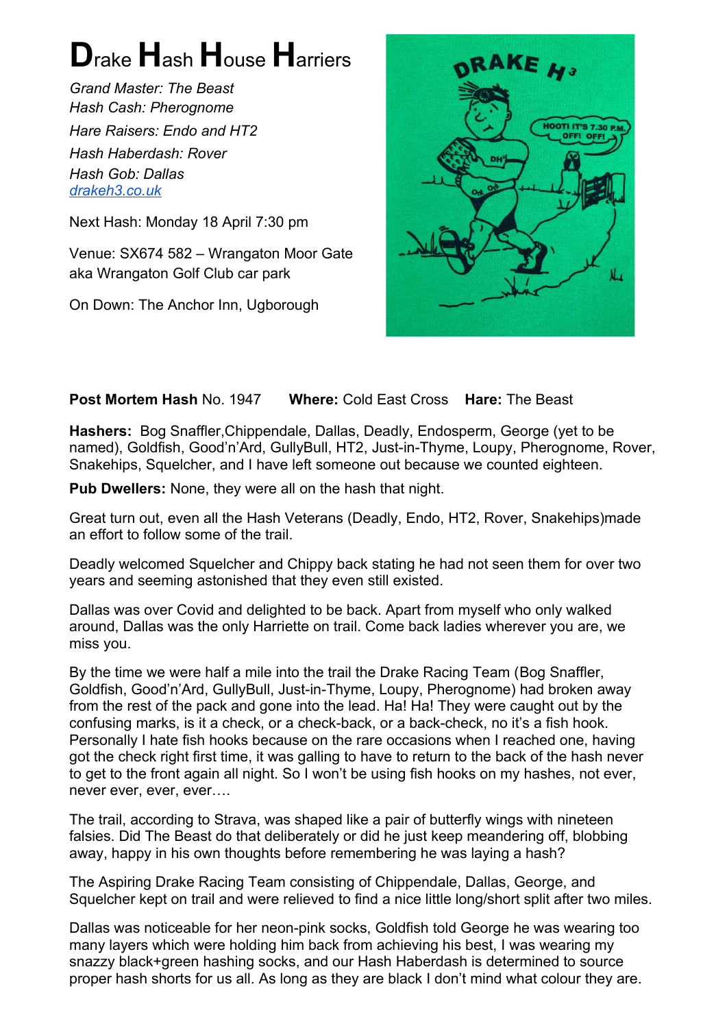# Drake Hash House Harriers

*Grand Master: The Beast*
*Hash Cash: Pherognome*
*Hare Raisers: Endo and HT2*
*Hash Haberdash: Rover*
*Hash Gob: Dallas*
[drakeh3.co.uk](drakeh3.co.uk)

Next Hash: Monday 18 April 7:30 pm

Venue: SX674 582 – Wrangaton Moor Gate aka Wrangaton Golf Club car park

On Down: The Anchor Inn, Ugborough

**Post Mortem Hash** No. 1947 **Where:** Cold East Cross **Hare:** The Beast

**Hashers:** Bog Snaffler,Chippendale, Dallas, Deadly, Endosperm, George (yet to be named), Goldfish, Good'n'Ard, GullyBull, HT2, Just-in-Thyme, Loupy, Pherognome, Rover, Snakehips, Squelcher, and I have left someone out because we counted eighteen.

**Pub Dwellers:** None, they were all on the hash that night.

Great turn out, even all the Hash Veterans (Deadly, Endo, HT2, Rover, Snakehips)made an effort to follow some of the trail.

Deadly welcomed Squelcher and Chippy back stating he had not seen them for over two years and seeming astonished that they even still existed.

Dallas was over Covid and delighted to be back. Apart from myself who only walked around, Dallas was the only Harriette on trail. Come back ladies wherever you are, we miss you.

By the time we were half a mile into the trail the Drake Racing Team (Bog Snaffler, Goldfish, Good'n'Ard, GullyBull, Just-in-Thyme, Loupy, Pherognome) had broken away from the rest of the pack and gone into the lead. Ha! Ha! They were caught out by the confusing marks, is it a check, or a check-back, or a back-check, no it's a fish hook. Personally I hate fish hooks because on the rare occasions when I reached one, having got the check right first time, it was galling to have to return to the back of the hash never to get to the front again all night. So I won't be using fish hooks on my hashes, not ever, never ever, ever, ever….

The trail, according to Strava, was shaped like a pair of butterfly wings with nineteen falsies. Did The Beast do that deliberately or did he just keep meandering off, blobbing away, happy in his own thoughts before remembering he was laying a hash?

The Aspiring Drake Racing Team consisting of Chippendale, Dallas, George, and Squelcher kept on trail and were relieved to find a nice little long/short split after two miles.

Dallas was noticeable for her neon-pink socks, Goldfish told George he was wearing too many layers which were holding him back from achieving his best, I was wearing my snazzy black+green hashing socks, and our Hash Haberdash is determined to source proper hash shorts for us all. As long as they are black I don't mind what colour they are.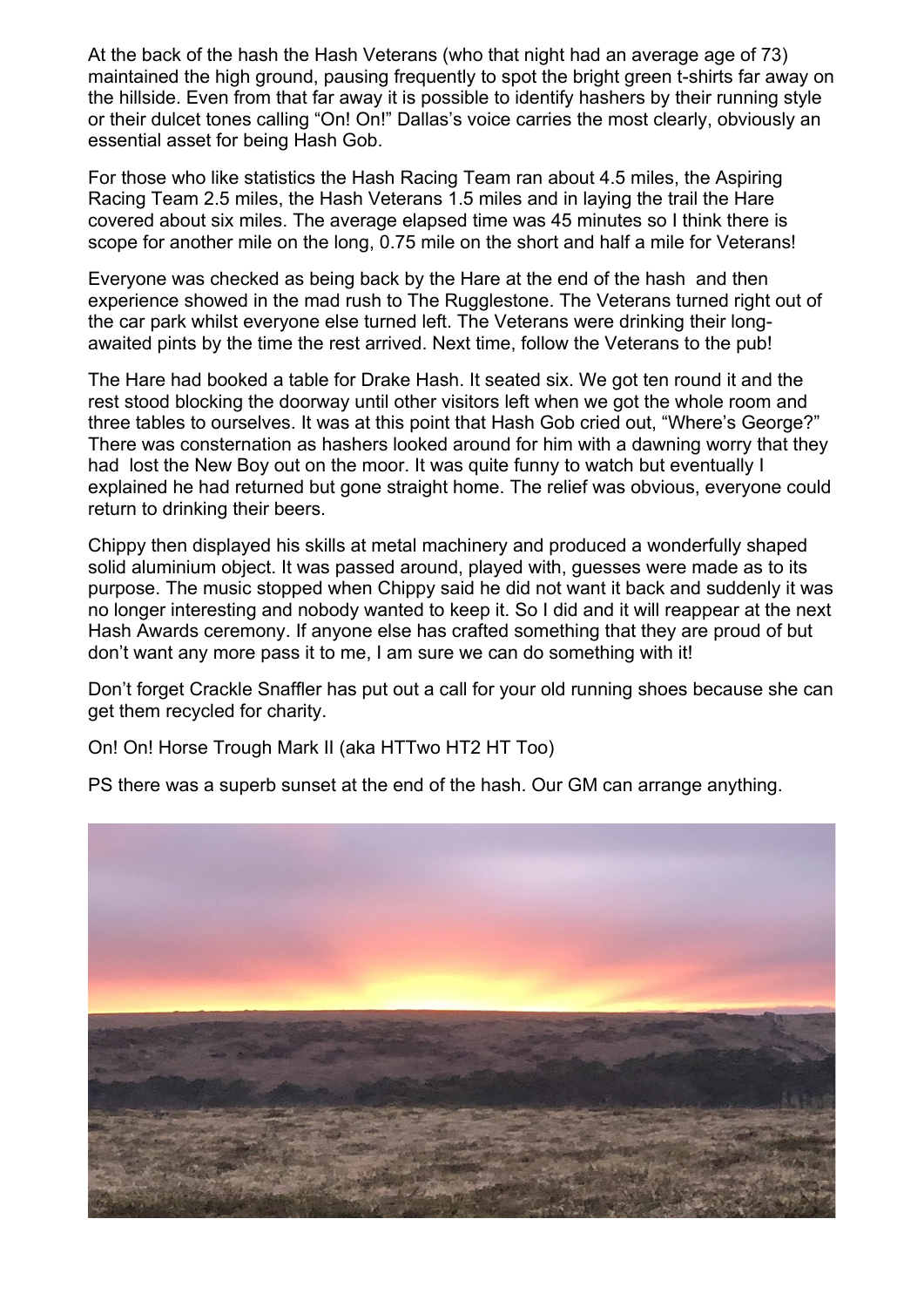At the back of the hash the Hash Veterans (who that night had an average age of 73) maintained the high ground, pausing frequently to spot the bright green t-shirts far away on the hillside. Even from that far away it is possible to identify hashers by their running style or their dulcet tones calling "On! On!" Dallas's voice carries the most clearly, obviously an essential asset for being Hash Gob.

For those who like statistics the Hash Racing Team ran about 4.5 miles, the Aspiring Racing Team 2.5 miles, the Hash Veterans 1.5 miles and in laying the trail the Hare covered about six miles. The average elapsed time was 45 minutes so I think there is scope for another mile on the long, 0.75 mile on the short and half a mile for Veterans!

Everyone was checked as being back by the Hare at the end of the hash and then experience showed in the mad rush to The Rugglestone. The Veterans turned right out of the car park whilst everyone else turned left. The Veterans were drinking their long-awaited pints by the time the rest arrived. Next time, follow the Veterans to the pub!

The Hare had booked a table for Drake Hash. It seated six. We got ten round it and the rest stood blocking the doorway until other visitors left when we got the whole room and three tables to ourselves. It was at this point that Hash Gob cried out, "Where's George?" There was consternation as hashers looked around for him with a dawning worry that they had lost the New Boy out on the moor. It was quite funny to watch but eventually I explained he had returned but gone straight home. The relief was obvious, everyone could return to drinking their beers.

Chippy then displayed his skills at metal machinery and produced a wonderfully shaped solid aluminium object. It was passed around, played with, guesses were made as to its purpose. The music stopped when Chippy said he did not want it back and suddenly it was no longer interesting and nobody wanted to keep it. So I did and it will reappear at the next Hash Awards ceremony. If anyone else has crafted something that they are proud of but don't want any more pass it to me, I am sure we can do something with it!

Don't forget Crackle Snaffler has put out a call for your old running shoes because she can get them recycled for charity.

On! On! Horse Trough Mark II (aka HTTwo HT2 HT Too)

PS there was a superb sunset at the end of the hash. Our GM can arrange anything.